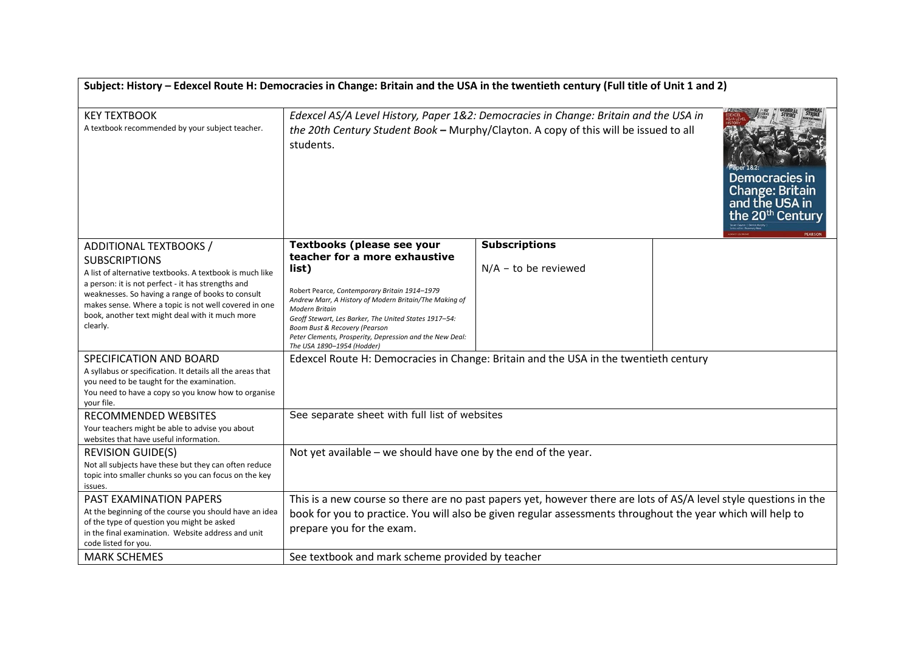| Subject: History – Edexcel Route H: Democracies in Change: Britain and the USA in the twentieth century (Full title of Unit 1 and 2) | | | |
|---|---|---|---|
| KEY TEXTBOOK<br>A textbook recommended by your subject teacher. | *Edexcel AS/A Level History, Paper 1&2: Democracies in Change: Britain and the USA in the 20th Century Student Book* **–** Murphy/Clayton. A copy of this will be issued to all students. | | |
| ADDITIONAL TEXTBOOKS / SUBSCRIPTIONS<br>A list of alternative textbooks. A textbook is much like a person: it is not perfect - it has strengths and weaknesses. So having a range of books to consult makes sense. Where a topic is not well covered in one book, another text might deal with it much more clearly. | **Textbooks (please see your teacher for a more exhaustive list)**<br><br>Robert Pearce, *Contemporary Britain 1914–1979*<br>*Andrew Marr, A History of Modern Britain/The Making of Modern Britain*<br>*Geoff Stewart, Les Barker, The United States 1917–54: Boom Bust & Recovery (Pearson*<br>*Peter Clements, Prosperity, Depression and the New Deal: The USA 1890–1954 (Hodder)* | **Subscriptions**<br><br>N/A – to be reviewed | |
| SPECIFICATION AND BOARD<br>A syllabus or specification. It details all the areas that you need to be taught for the examination.<br>You need to have a copy so you know how to organise your file. | Edexcel Route H: Democracies in Change: Britain and the USA in the twentieth century | | |
| RECOMMENDED WEBSITES<br>Your teachers might be able to advise you about websites that have useful information. | See separate sheet with full list of websites | | |
| REVISION GUIDE(S)<br>Not all subjects have these but they can often reduce topic into smaller chunks so you can focus on the key issues. | Not yet available – we should have one by the end of the year. | | |
| PAST EXAMINATION PAPERS<br>At the beginning of the course you should have an idea of the type of question you might be asked in the final examination. Website address and unit code listed for you. | This is a new course so there are no past papers yet, however there are lots of AS/A level style questions in the book for you to practice. You will also be given regular assessments throughout the year which will help to prepare you for the exam. | | |
| MARK SCHEMES | See textbook and mark scheme provided by teacher | | |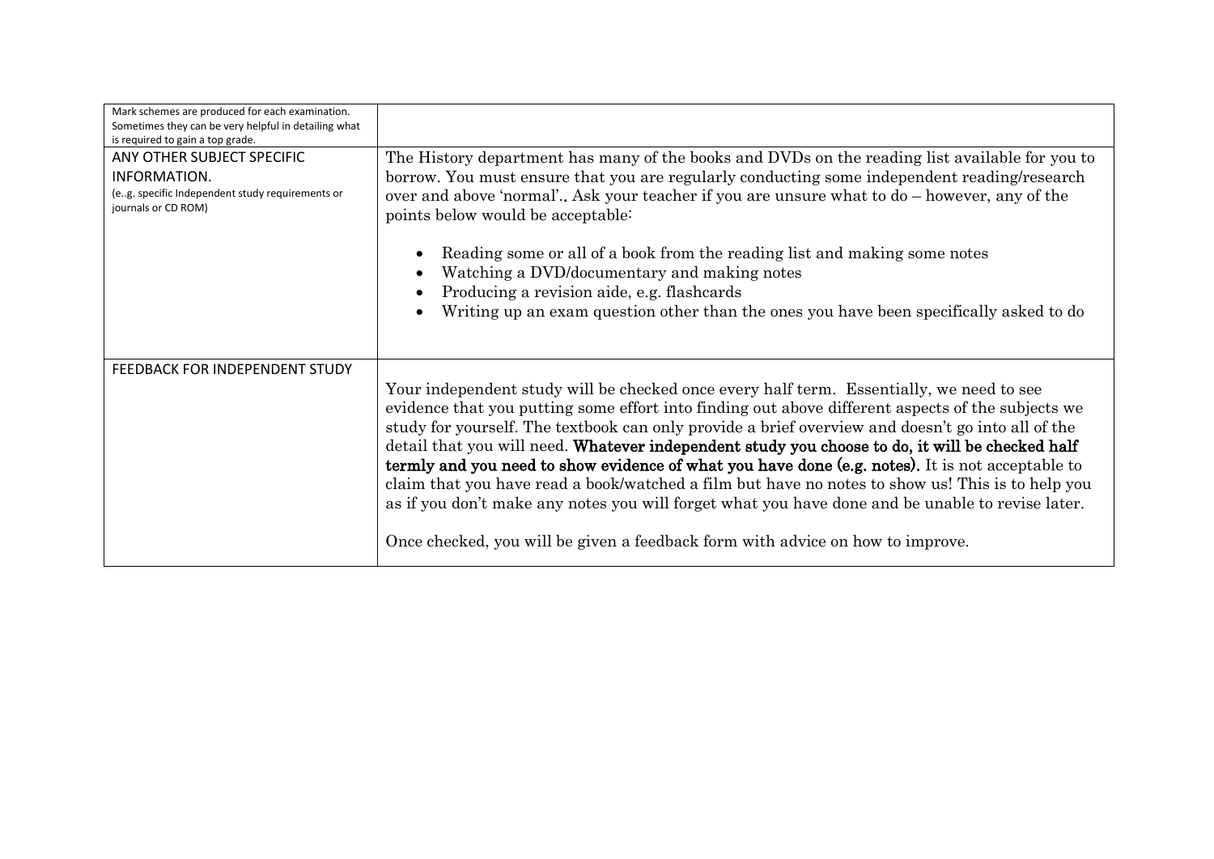| | |
|---|---|
| Mark schemes are produced for each examination. Sometimes they can be very helpful in detailing what is required to gain a top grade. | |
| ANY OTHER SUBJECT SPECIFIC INFORMATION.<br>(e..g. specific Independent study requirements or journals or CD ROM) | The History department has many of the books and DVDs on the reading list available for you to borrow. You must ensure that you are regularly conducting some independent reading/research over and above 'normal'.. Ask your teacher if you are unsure what to do – however, any of the points below would be acceptable:<br><br>• Reading some or all of a book from the reading list and making some notes<br>• Watching a DVD/documentary and making notes<br>• Producing a revision aide, e.g. flashcards<br>• Writing up an exam question other than the ones you have been specifically asked to do |
| FEEDBACK FOR INDEPENDENT STUDY | Your independent study will be checked once every half term. Essentially, we need to see evidence that you putting some effort into finding out above different aspects of the subjects we study for yourself. The textbook can only provide a brief overview and doesn't go into all of the detail that you will need. **Whatever independent study you choose to do, it will be checked half termly and you need to show evidence of what you have done (e.g. notes).** It is not acceptable to claim that you have read a book/watched a film but have no notes to show us! This is to help you as if you don't make any notes you will forget what you have done and be unable to revise later.<br><br>Once checked, you will be given a feedback form with advice on how to improve. |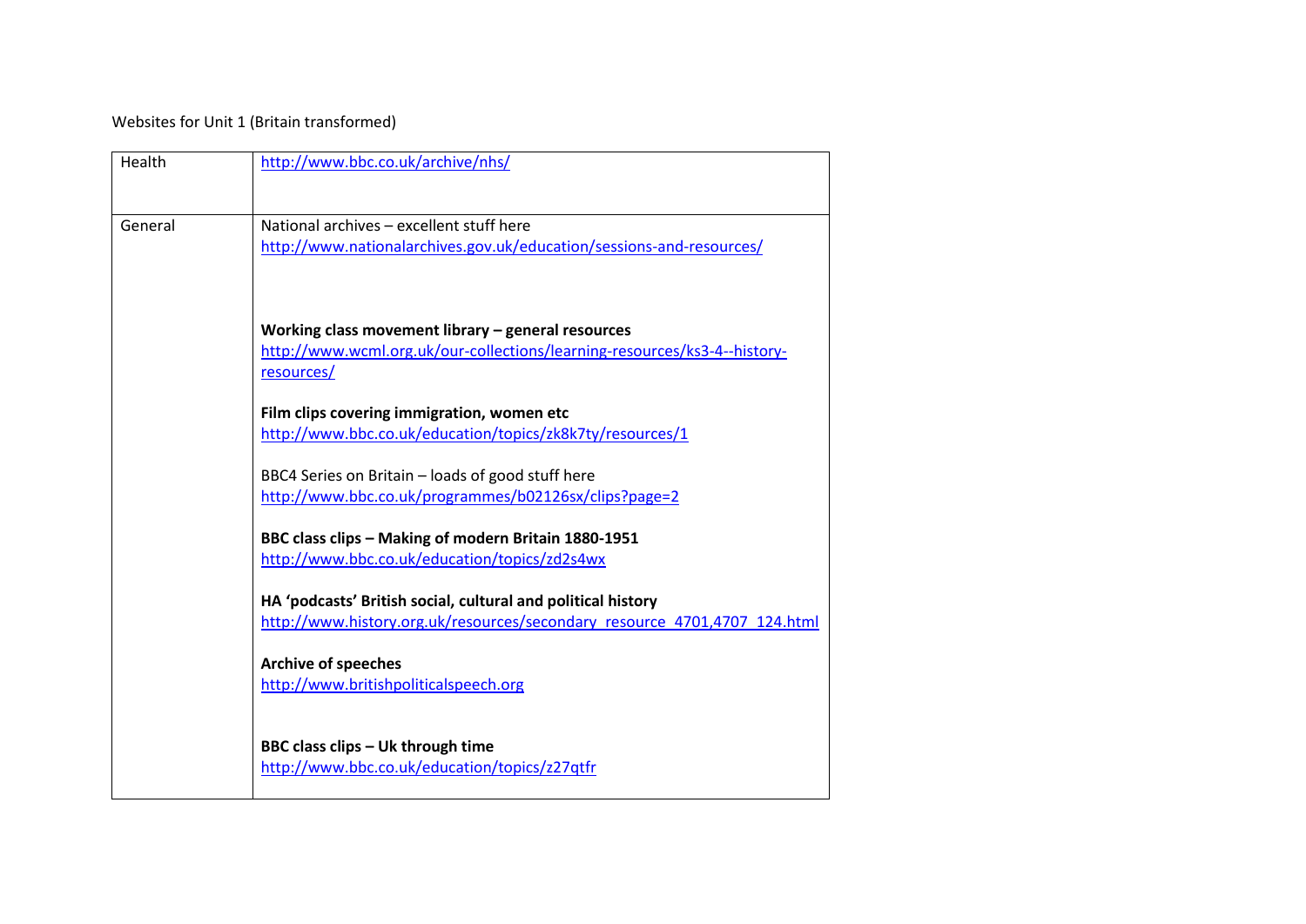Websites for Unit 1 (Britain transformed)

| | |
|---|---|
| Health | http://www.bbc.co.uk/archive/nhs/ |
| General | National archives – excellent stuff here<br>http://www.nationalarchives.gov.uk/education/sessions-and-resources/<br><br>**Working class movement library – general resources**<br>http://www.wcml.org.uk/our-collections/learning-resources/ks3-4--history-resources/<br><br>**Film clips covering immigration, women etc**<br>http://www.bbc.co.uk/education/topics/zk8k7ty/resources/1<br><br>BBC4 Series on Britain – loads of good stuff here<br>http://www.bbc.co.uk/programmes/b02126sx/clips?page=2<br><br>**BBC class clips – Making of modern Britain 1880-1951**<br>http://www.bbc.co.uk/education/topics/zd2s4wx<br><br>**HA 'podcasts' British social, cultural and political history**<br>http://www.history.org.uk/resources/secondary_resource_4701,4707_124.html<br><br>**Archive of speeches**<br>http://www.britishpoliticalspeech.org<br><br>**BBC class clips – Uk through time**<br>http://www.bbc.co.uk/education/topics/z27qtfr |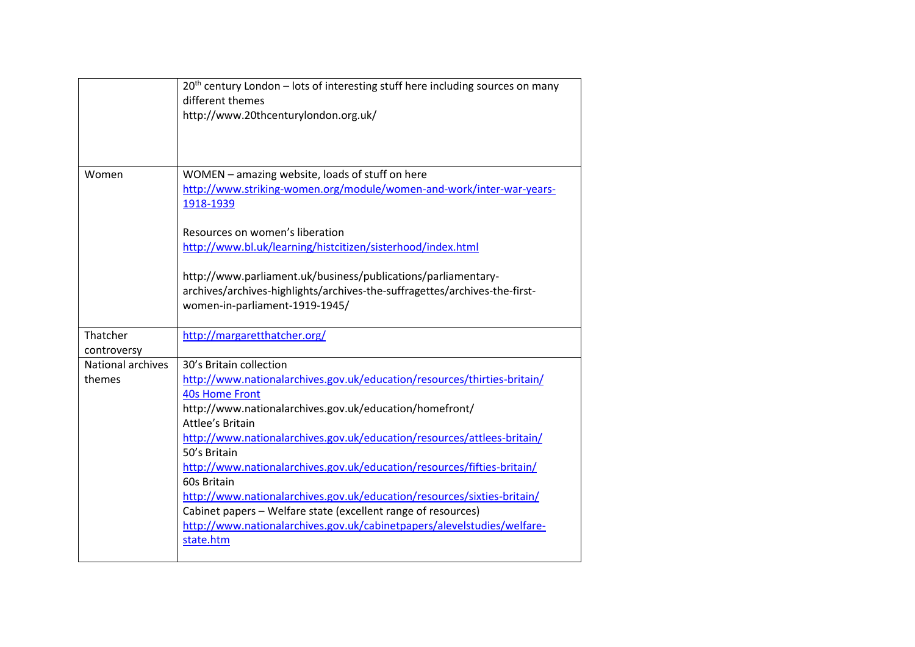| | |
|---|---|
| | 20th century London – lots of interesting stuff here including sources on many different themes<br>http://www.20thcenturylondon.org.uk/ |
| Women | WOMEN – amazing website, loads of stuff on here<br>http://www.striking-women.org/module/women-and-work/inter-war-years-1918-1939<br><br>Resources on women's liberation<br>http://www.bl.uk/learning/histcitizen/sisterhood/index.html<br><br>http://www.parliament.uk/business/publications/parliamentary-archives/archives-highlights/archives-the-suffragettes/archives-the-first-women-in-parliament-1919-1945/ |
| Thatcher controversy | http://margaretthatcher.org/ |
| National archives themes | 30's Britain collection<br>http://www.nationalarchives.gov.uk/education/resources/thirties-britain/<br>40s Home Front<br>http://www.nationalarchives.gov.uk/education/homefront/<br>Attlee's Britain<br>http://www.nationalarchives.gov.uk/education/resources/attlees-britain/<br>50's Britain<br>http://www.nationalarchives.gov.uk/education/resources/fifties-britain/<br>60s Britain<br>http://www.nationalarchives.gov.uk/education/resources/sixties-britain/<br>Cabinet papers – Welfare state (excellent range of resources)<br>http://www.nationalarchives.gov.uk/cabinetpapers/alevelstudies/welfare-state.htm |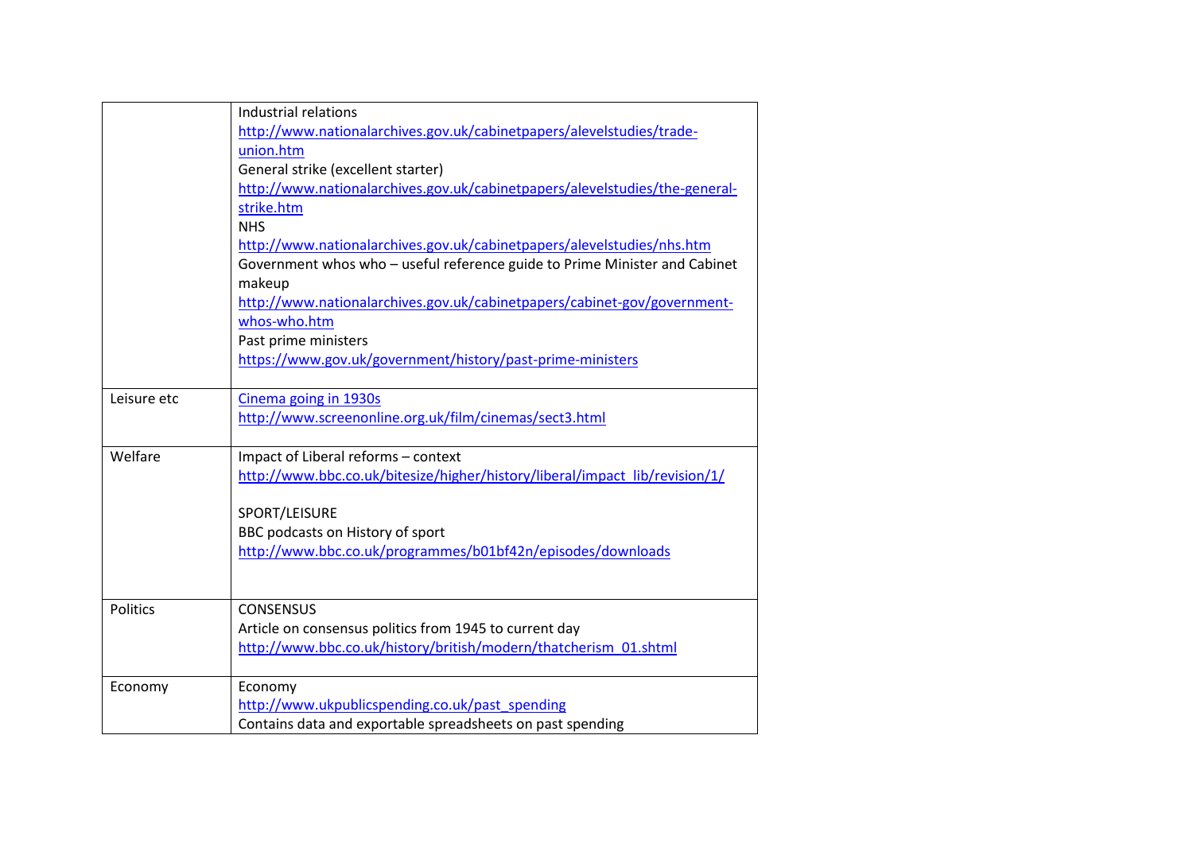| | |
|---|---|
| | Industrial relations<br>http://www.nationalarchives.gov.uk/cabinetpapers/alevelstudies/trade-union.htm<br>General strike (excellent starter)<br>http://www.nationalarchives.gov.uk/cabinetpapers/alevelstudies/the-general-strike.htm<br>NHS<br>http://www.nationalarchives.gov.uk/cabinetpapers/alevelstudies/nhs.htm<br>Government whos who – useful reference guide to Prime Minister and Cabinet makeup<br>http://www.nationalarchives.gov.uk/cabinetpapers/cabinet-gov/government-whos-who.htm<br>Past prime ministers<br>https://www.gov.uk/government/history/past-prime-ministers |
| Leisure etc | Cinema going in 1930s<br>http://www.screenonline.org.uk/film/cinemas/sect3.html |
| Welfare | Impact of Liberal reforms – context<br>http://www.bbc.co.uk/bitesize/higher/history/liberal/impact_lib/revision/1/<br><br>SPORT/LEISURE<br>BBC podcasts on History of sport<br>http://www.bbc.co.uk/programmes/b01bf42n/episodes/downloads |
| Politics | CONSENSUS<br>Article on consensus politics from 1945 to current day<br>http://www.bbc.co.uk/history/british/modern/thatcherism_01.shtml |
| Economy | Economy<br>http://www.ukpublicspending.co.uk/past_spending<br>Contains data and exportable spreadsheets on past spending |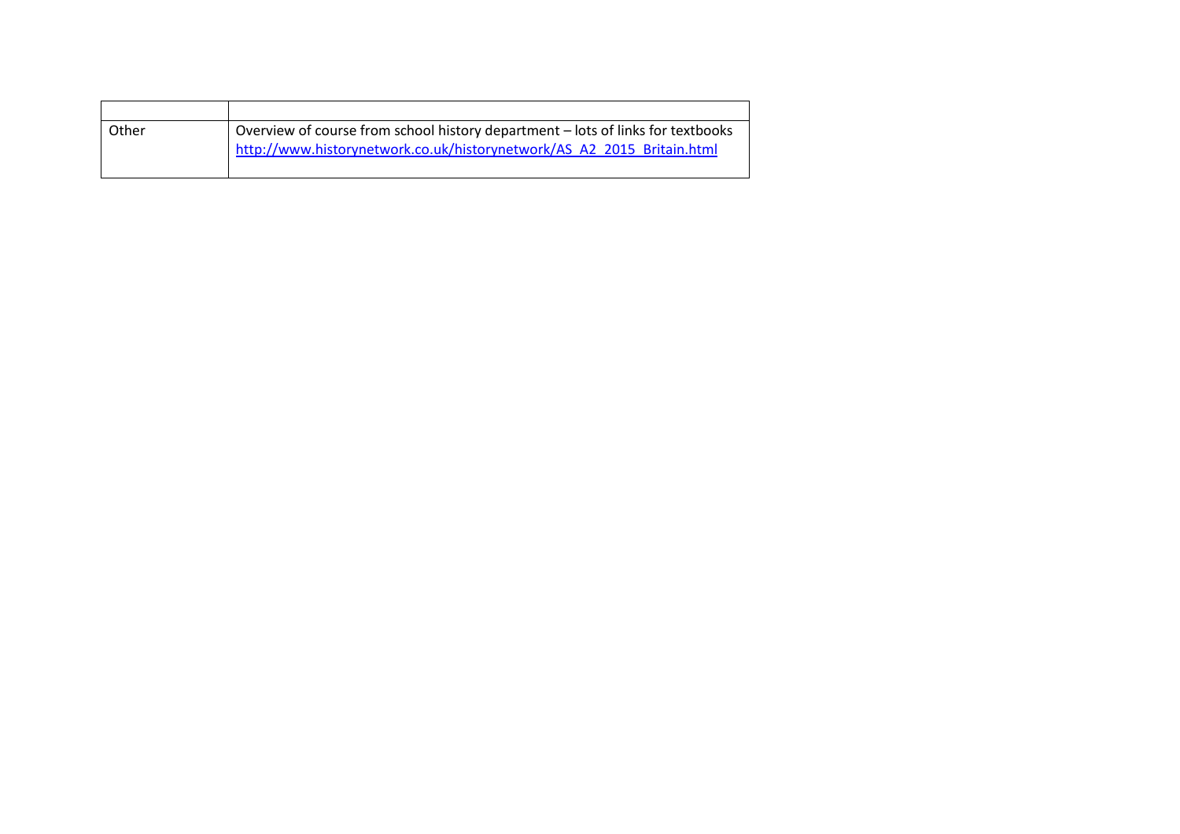| | |
|---|---|
| Other | Overview of course from school history department – lots of links for textbooks http://www.historynetwork.co.uk/historynetwork/AS_A2_2015_Britain.html |